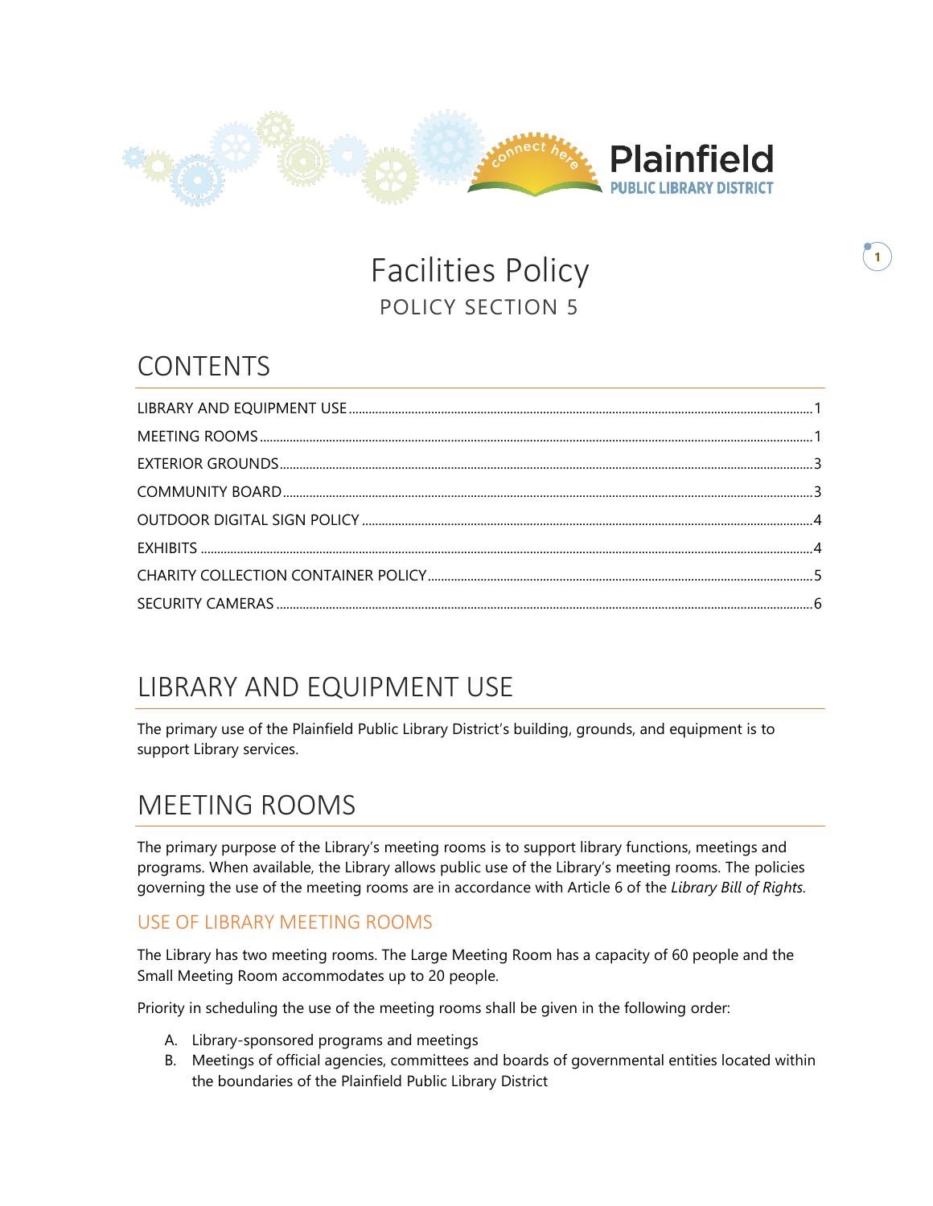# Facilities Policy

POLICY SECTION 5

## CONTENTS

LIBRARY AND EQUIPMENT USE ..... 1
MEETING ROOMS ..... 1
EXTERIOR GROUNDS ..... 3
COMMUNITY BOARD ..... 3
OUTDOOR DIGITAL SIGN POLICY ..... 4
EXHIBITS ..... 4
CHARITY COLLECTION CONTAINER POLICY ..... 5
SECURITY CAMERAS ..... 6

## LIBRARY AND EQUIPMENT USE

The primary use of the Plainfield Public Library District's building, grounds, and equipment is to support Library services.

## MEETING ROOMS

The primary purpose of the Library's meeting rooms is to support library functions, meetings and programs. When available, the Library allows public use of the Library's meeting rooms. The policies governing the use of the meeting rooms are in accordance with Article 6 of the *Library Bill of Rights*.

### USE OF LIBRARY MEETING ROOMS

The Library has two meeting rooms. The Large Meeting Room has a capacity of 60 people and the Small Meeting Room accommodates up to 20 people.

Priority in scheduling the use of the meeting rooms shall be given in the following order:

A. Library-sponsored programs and meetings
B. Meetings of official agencies, committees and boards of governmental entities located within the boundaries of the Plainfield Public Library District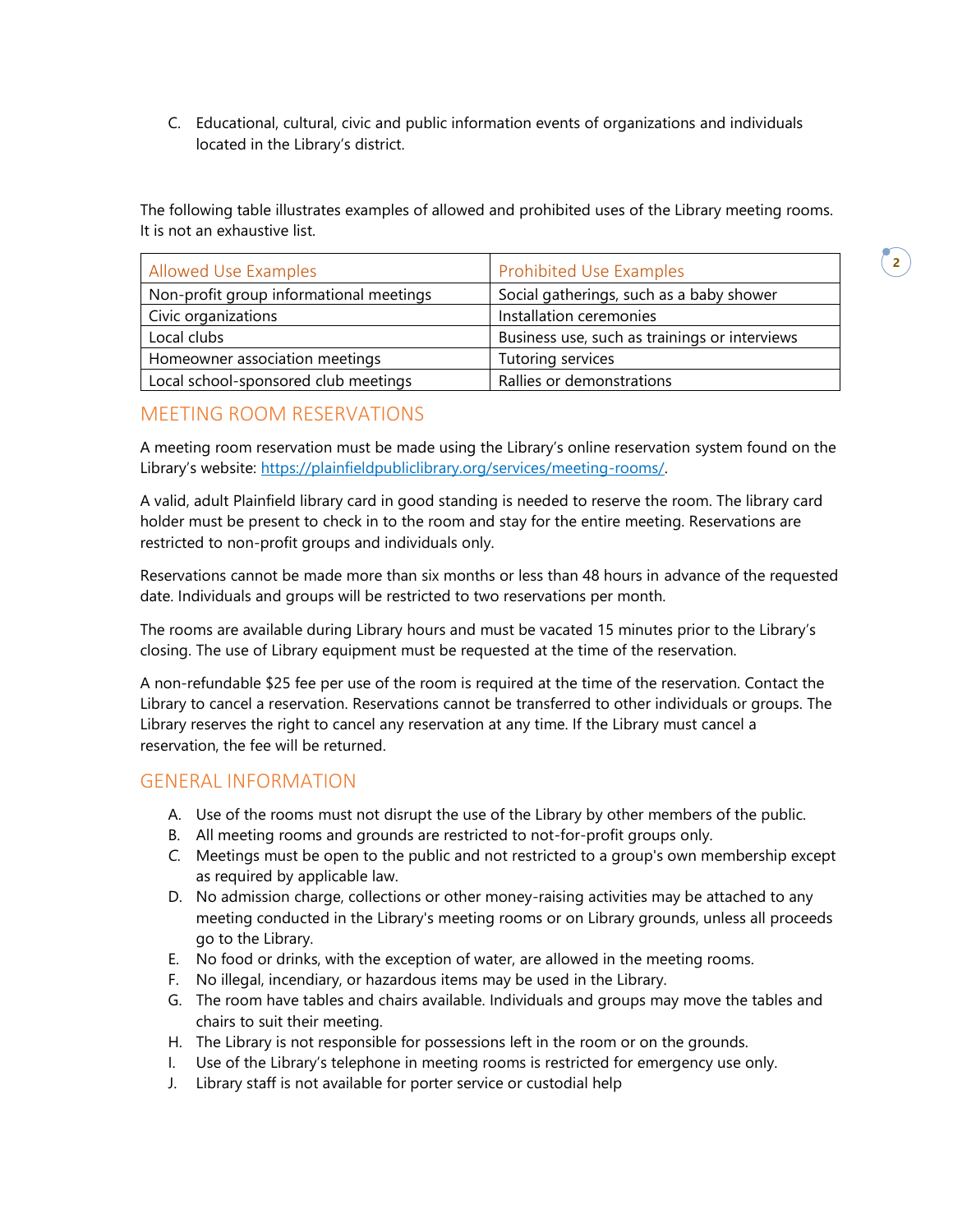C. Educational, cultural, civic and public information events of organizations and individuals located in the Library's district.

The following table illustrates examples of allowed and prohibited uses of the Library meeting rooms. It is not an exhaustive list.

| Allowed Use Examples | Prohibited Use Examples |
|---|---|
| Non-profit group informational meetings | Social gatherings, such as a baby shower |
| Civic organizations | Installation ceremonies |
| Local clubs | Business use, such as trainings or interviews |
| Homeowner association meetings | Tutoring services |
| Local school-sponsored club meetings | Rallies or demonstrations |

## MEETING ROOM RESERVATIONS

A meeting room reservation must be made using the Library's online reservation system found on the Library's website: https://plainfieldpubliclibrary.org/services/meeting-rooms/.

A valid, adult Plainfield library card in good standing is needed to reserve the room. The library card holder must be present to check in to the room and stay for the entire meeting. Reservations are restricted to non-profit groups and individuals only.

Reservations cannot be made more than six months or less than 48 hours in advance of the requested date. Individuals and groups will be restricted to two reservations per month.

The rooms are available during Library hours and must be vacated 15 minutes prior to the Library's closing. The use of Library equipment must be requested at the time of the reservation.

A non-refundable $25 fee per use of the room is required at the time of the reservation. Contact the Library to cancel a reservation. Reservations cannot be transferred to other individuals or groups. The Library reserves the right to cancel any reservation at any time. If the Library must cancel a reservation, the fee will be returned.

## GENERAL INFORMATION

A. Use of the rooms must not disrupt the use of the Library by other members of the public.
B. All meeting rooms and grounds are restricted to not-for-profit groups only.
C. Meetings must be open to the public and not restricted to a group's own membership except as required by applicable law.
D. No admission charge, collections or other money-raising activities may be attached to any meeting conducted in the Library's meeting rooms or on Library grounds, unless all proceeds go to the Library.
E. No food or drinks, with the exception of water, are allowed in the meeting rooms.
F. No illegal, incendiary, or hazardous items may be used in the Library.
G. The room have tables and chairs available. Individuals and groups may move the tables and chairs to suit their meeting.
H. The Library is not responsible for possessions left in the room or on the grounds.
I. Use of the Library's telephone in meeting rooms is restricted for emergency use only.
J. Library staff is not available for porter service or custodial help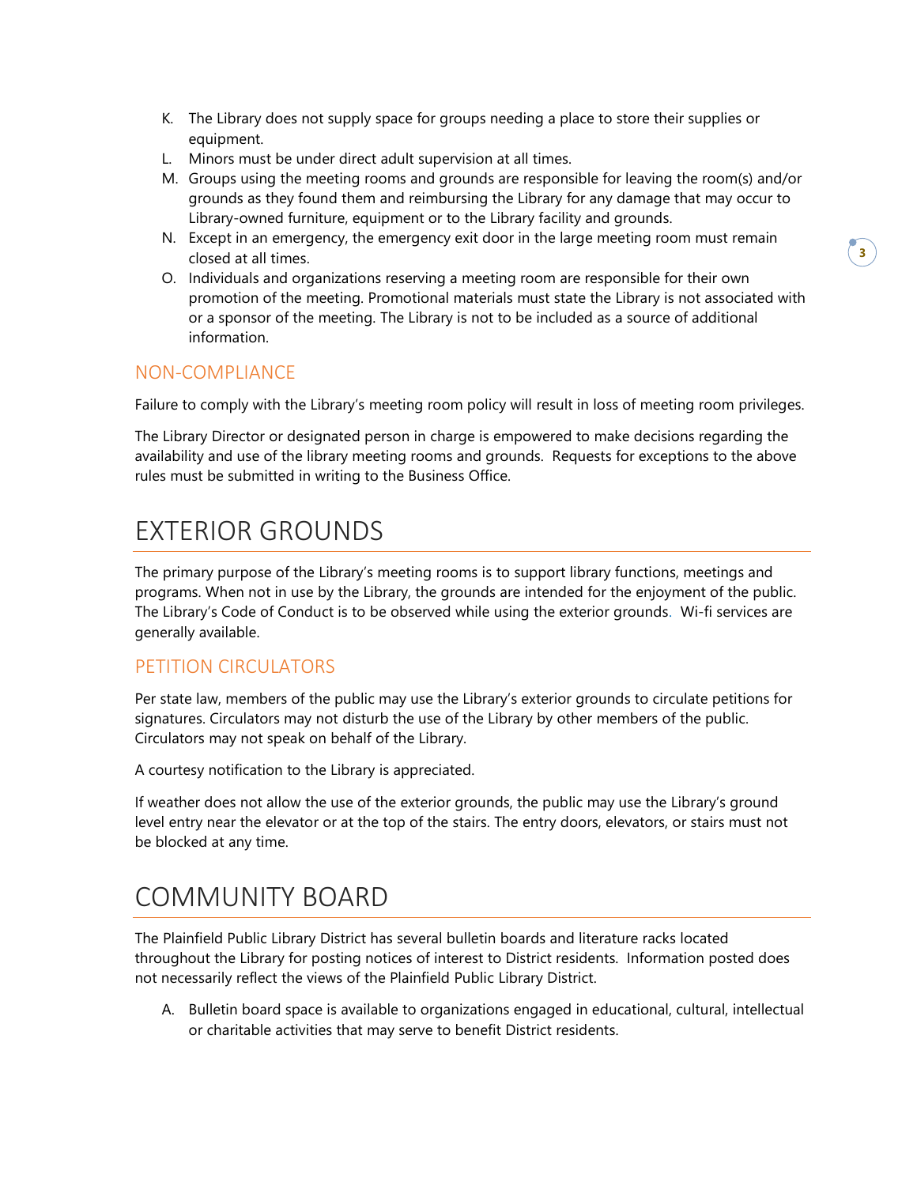K. The Library does not supply space for groups needing a place to store their supplies or equipment.
L. Minors must be under direct adult supervision at all times.
M. Groups using the meeting rooms and grounds are responsible for leaving the room(s) and/or grounds as they found them and reimbursing the Library for any damage that may occur to Library-owned furniture, equipment or to the Library facility and grounds.
N. Except in an emergency, the emergency exit door in the large meeting room must remain closed at all times.
O. Individuals and organizations reserving a meeting room are responsible for their own promotion of the meeting. Promotional materials must state the Library is not associated with or a sponsor of the meeting. The Library is not to be included as a source of additional information.

## NON-COMPLIANCE

Failure to comply with the Library's meeting room policy will result in loss of meeting room privileges.

The Library Director or designated person in charge is empowered to make decisions regarding the availability and use of the library meeting rooms and grounds. Requests for exceptions to the above rules must be submitted in writing to the Business Office.

# EXTERIOR GROUNDS

The primary purpose of the Library's meeting rooms is to support library functions, meetings and programs. When not in use by the Library, the grounds are intended for the enjoyment of the public. The Library's Code of Conduct is to be observed while using the exterior grounds. Wi-fi services are generally available.

## PETITION CIRCULATORS

Per state law, members of the public may use the Library's exterior grounds to circulate petitions for signatures. Circulators may not disturb the use of the Library by other members of the public. Circulators may not speak on behalf of the Library.

A courtesy notification to the Library is appreciated.

If weather does not allow the use of the exterior grounds, the public may use the Library's ground level entry near the elevator or at the top of the stairs. The entry doors, elevators, or stairs must not be blocked at any time.

# COMMUNITY BOARD

The Plainfield Public Library District has several bulletin boards and literature racks located throughout the Library for posting notices of interest to District residents. Information posted does not necessarily reflect the views of the Plainfield Public Library District.

A. Bulletin board space is available to organizations engaged in educational, cultural, intellectual or charitable activities that may serve to benefit District residents.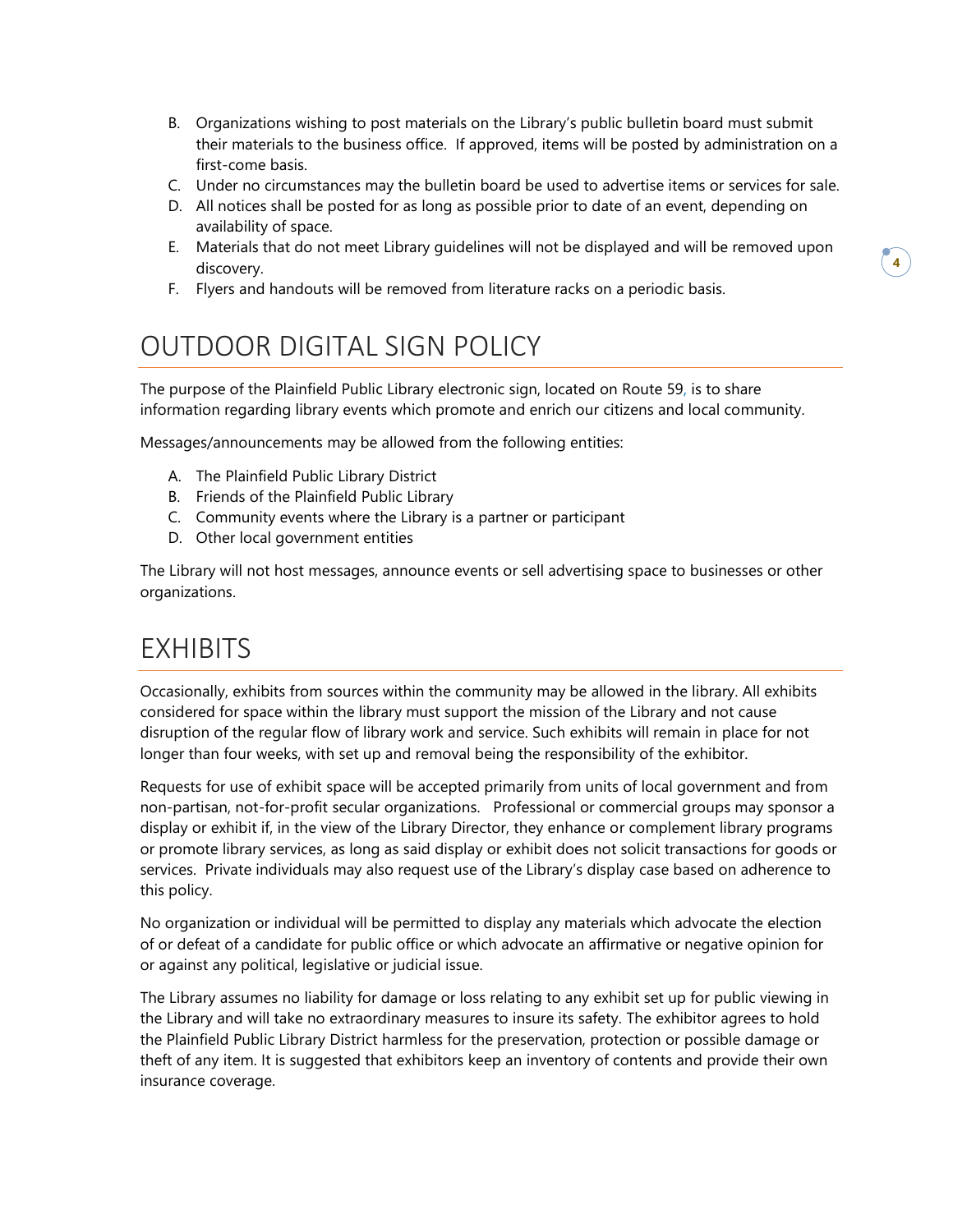B. Organizations wishing to post materials on the Library's public bulletin board must submit their materials to the business office. If approved, items will be posted by administration on a first-come basis.
C. Under no circumstances may the bulletin board be used to advertise items or services for sale.
D. All notices shall be posted for as long as possible prior to date of an event, depending on availability of space.
E. Materials that do not meet Library guidelines will not be displayed and will be removed upon discovery.
F. Flyers and handouts will be removed from literature racks on a periodic basis.

# OUTDOOR DIGITAL SIGN POLICY

The purpose of the Plainfield Public Library electronic sign, located on Route 59, is to share information regarding library events which promote and enrich our citizens and local community.

Messages/announcements may be allowed from the following entities:

A. The Plainfield Public Library District
B. Friends of the Plainfield Public Library
C. Community events where the Library is a partner or participant
D. Other local government entities

The Library will not host messages, announce events or sell advertising space to businesses or other organizations.

# EXHIBITS

Occasionally, exhibits from sources within the community may be allowed in the library. All exhibits considered for space within the library must support the mission of the Library and not cause disruption of the regular flow of library work and service. Such exhibits will remain in place for not longer than four weeks, with set up and removal being the responsibility of the exhibitor.

Requests for use of exhibit space will be accepted primarily from units of local government and from non-partisan, not-for-profit secular organizations. Professional or commercial groups may sponsor a display or exhibit if, in the view of the Library Director, they enhance or complement library programs or promote library services, as long as said display or exhibit does not solicit transactions for goods or services. Private individuals may also request use of the Library's display case based on adherence to this policy.

No organization or individual will be permitted to display any materials which advocate the election of or defeat of a candidate for public office or which advocate an affirmative or negative opinion for or against any political, legislative or judicial issue.

The Library assumes no liability for damage or loss relating to any exhibit set up for public viewing in the Library and will take no extraordinary measures to insure its safety. The exhibitor agrees to hold the Plainfield Public Library District harmless for the preservation, protection or possible damage or theft of any item. It is suggested that exhibitors keep an inventory of contents and provide their own insurance coverage.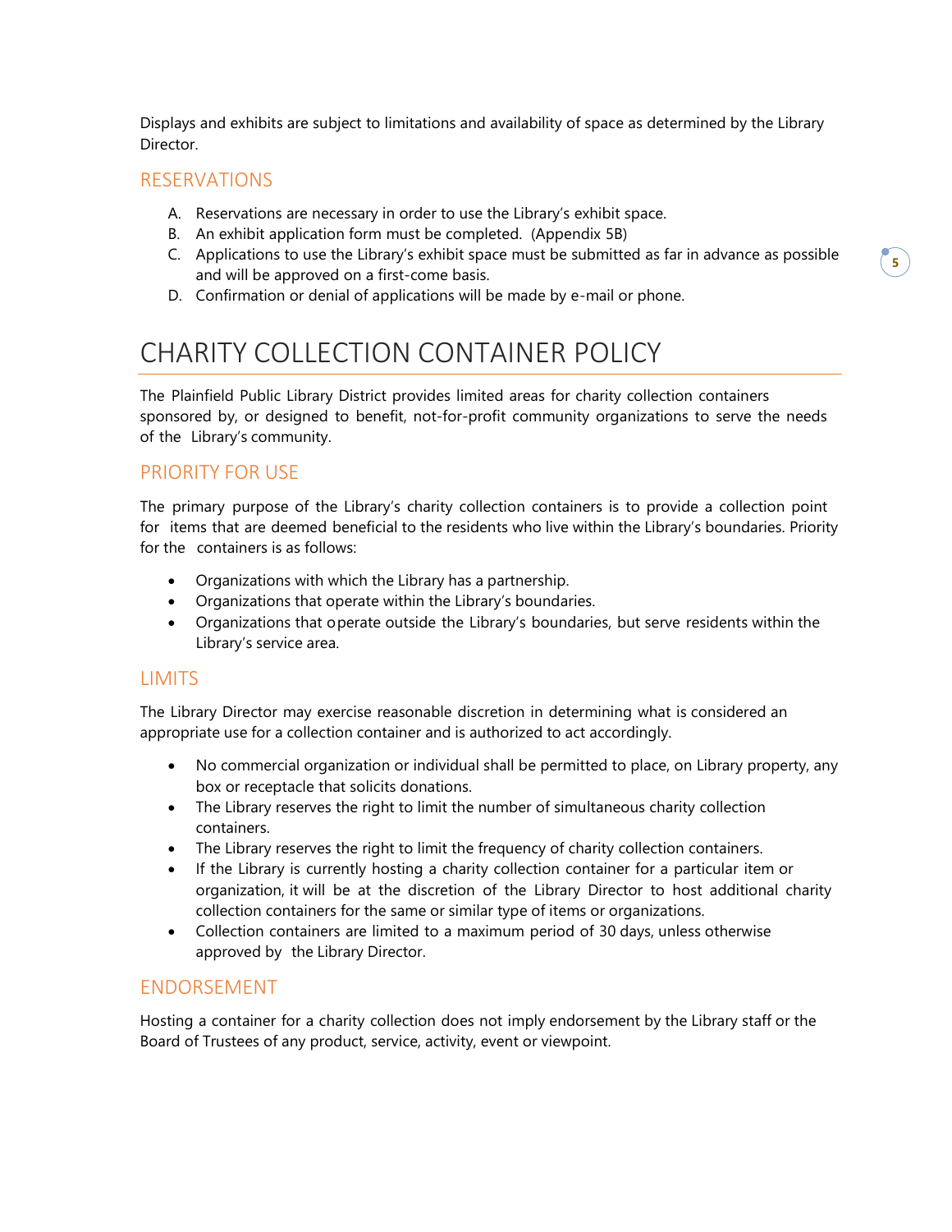Displays and exhibits are subject to limitations and availability of space as determined by the Library Director.

### RESERVATIONS

A. Reservations are necessary in order to use the Library's exhibit space.
B. An exhibit application form must be completed. (Appendix 5B)
C. Applications to use the Library's exhibit space must be submitted as far in advance as possible and will be approved on a first-come basis.
D. Confirmation or denial of applications will be made by e-mail or phone.

## CHARITY COLLECTION CONTAINER POLICY

The Plainfield Public Library District provides limited areas for charity collection containers sponsored by, or designed to benefit, not-for-profit community organizations to serve the needs of the Library's community.

### PRIORITY FOR USE

The primary purpose of the Library's charity collection containers is to provide a collection point for items that are deemed beneficial to the residents who live within the Library's boundaries. Priority for the containers is as follows:

- Organizations with which the Library has a partnership.
- Organizations that operate within the Library's boundaries.
- Organizations that operate outside the Library's boundaries, but serve residents within the Library's service area.

### LIMITS

The Library Director may exercise reasonable discretion in determining what is considered an appropriate use for a collection container and is authorized to act accordingly.

- No commercial organization or individual shall be permitted to place, on Library property, any box or receptacle that solicits donations.
- The Library reserves the right to limit the number of simultaneous charity collection containers.
- The Library reserves the right to limit the frequency of charity collection containers.
- If the Library is currently hosting a charity collection container for a particular item or organization, it will be at the discretion of the Library Director to host additional charity collection containers for the same or similar type of items or organizations.
- Collection containers are limited to a maximum period of 30 days, unless otherwise approved by the Library Director.

### ENDORSEMENT

Hosting a container for a charity collection does not imply endorsement by the Library staff or the Board of Trustees of any product, service, activity, event or viewpoint.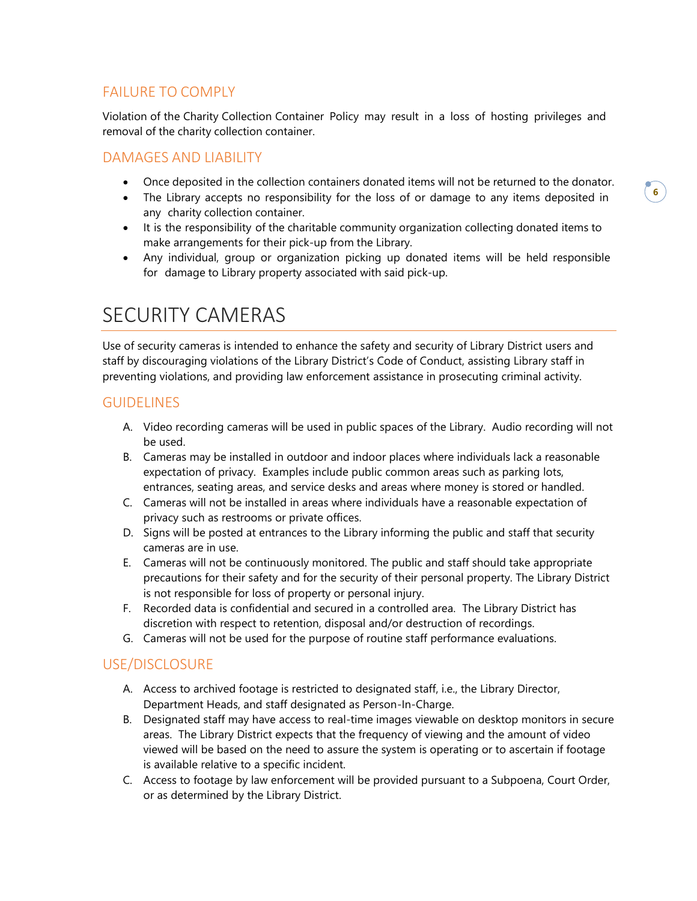## FAILURE TO COMPLY

Violation of the Charity Collection Container Policy may result in a loss of hosting privileges and removal of the charity collection container.

## DAMAGES AND LIABILITY

- Once deposited in the collection containers donated items will not be returned to the donator.
- The Library accepts no responsibility for the loss of or damage to any items deposited in any charity collection container.
- It is the responsibility of the charitable community organization collecting donated items to make arrangements for their pick-up from the Library.
- Any individual, group or organization picking up donated items will be held responsible for damage to Library property associated with said pick-up.

# SECURITY CAMERAS

Use of security cameras is intended to enhance the safety and security of Library District users and staff by discouraging violations of the Library District's Code of Conduct, assisting Library staff in preventing violations, and providing law enforcement assistance in prosecuting criminal activity.

## GUIDELINES

A. Video recording cameras will be used in public spaces of the Library. Audio recording will not be used.
B. Cameras may be installed in outdoor and indoor places where individuals lack a reasonable expectation of privacy. Examples include public common areas such as parking lots, entrances, seating areas, and service desks and areas where money is stored or handled.
C. Cameras will not be installed in areas where individuals have a reasonable expectation of privacy such as restrooms or private offices.
D. Signs will be posted at entrances to the Library informing the public and staff that security cameras are in use.
E. Cameras will not be continuously monitored. The public and staff should take appropriate precautions for their safety and for the security of their personal property. The Library District is not responsible for loss of property or personal injury.
F. Recorded data is confidential and secured in a controlled area. The Library District has discretion with respect to retention, disposal and/or destruction of recordings.
G. Cameras will not be used for the purpose of routine staff performance evaluations.

## USE/DISCLOSURE

A. Access to archived footage is restricted to designated staff, i.e., the Library Director, Department Heads, and staff designated as Person-In-Charge.
B. Designated staff may have access to real-time images viewable on desktop monitors in secure areas. The Library District expects that the frequency of viewing and the amount of video viewed will be based on the need to assure the system is operating or to ascertain if footage is available relative to a specific incident.
C. Access to footage by law enforcement will be provided pursuant to a Subpoena, Court Order, or as determined by the Library District.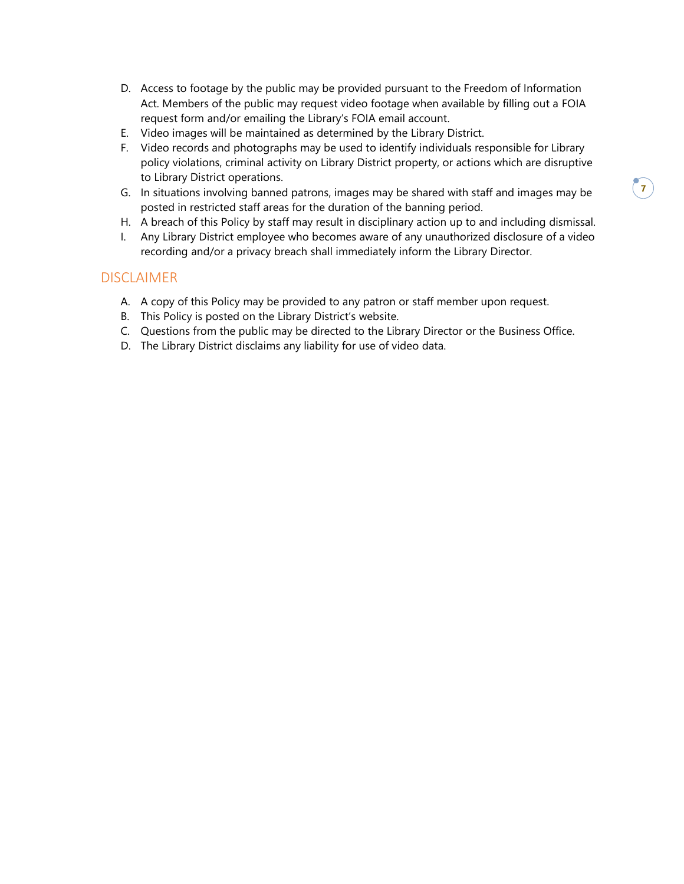D. Access to footage by the public may be provided pursuant to the Freedom of Information Act. Members of the public may request video footage when available by filling out a FOIA request form and/or emailing the Library's FOIA email account.
E. Video images will be maintained as determined by the Library District.
F. Video records and photographs may be used to identify individuals responsible for Library policy violations, criminal activity on Library District property, or actions which are disruptive to Library District operations.
G. In situations involving banned patrons, images may be shared with staff and images may be posted in restricted staff areas for the duration of the banning period.
H. A breach of this Policy by staff may result in disciplinary action up to and including dismissal.
I. Any Library District employee who becomes aware of any unauthorized disclosure of a video recording and/or a privacy breach shall immediately inform the Library Director.

## DISCLAIMER

A. A copy of this Policy may be provided to any patron or staff member upon request.
B. This Policy is posted on the Library District's website.
C. Questions from the public may be directed to the Library Director or the Business Office.
D. The Library District disclaims any liability for use of video data.